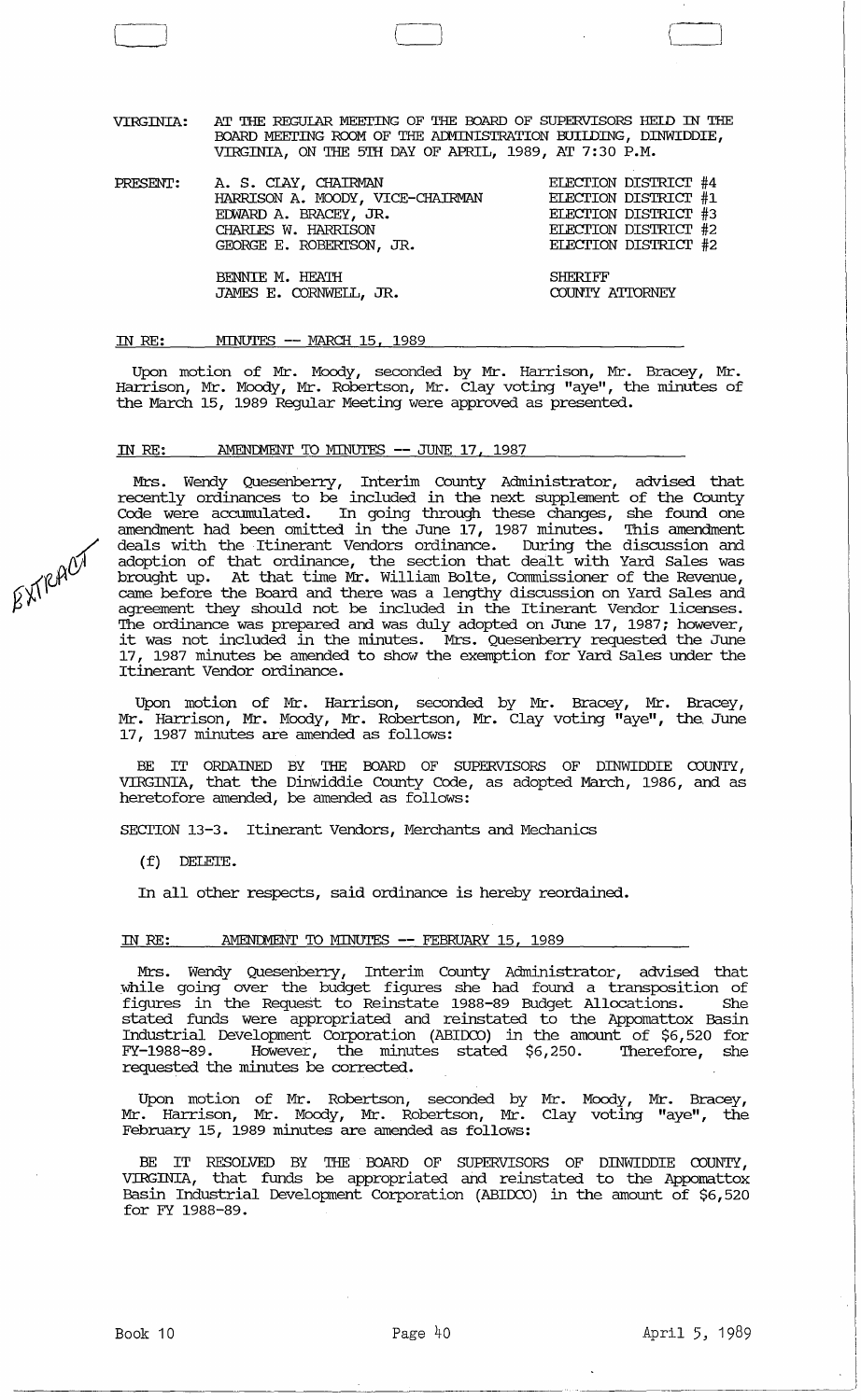VIRGINIA: AT THE REGULAR MEETING OF THE BOARD OF SUPERVISORS HELD IN THE BOARD MEETING ROOM OF THE ADMINISTRATION BUILDING, DINWIDDIE, VIRGINIA, ON THE 5TH DAY OF APRIL, 1989, AT 7:30 P.M.

| PRESENT: | | |
|---|---|---|
| | A. S. CLAY, CHAIRMAN | ELECTION DISTRICT #4 |
| | HARRISON A. MOODY, VICE-CHAIRMAN | ELECTION DISTRICT #1 |
| | EDWARD A. BRACEY, JR. | ELECTION DISTRICT #3 |
| | CHARLES W. HARRISON | ELECTION DISTRICT #2 |
| | GEORGE E. ROBERTSON, JR. | ELECTION DISTRICT #2 |
| | BENNIE M. HEATH | SHERIFF |
| | JAMES E. CORNWELL, JR. | COUNTY ATTORNEY |

IN RE: MINUTES -- MARCH 15, 1989

Upon motion of Mr. Moody, seconded by Mr. Harrison, Mr. Bracey, Mr. Harrison, Mr. Moody, Mr. Robertson, Mr. Clay voting "aye", the minutes of the March 15, 1989 Regular Meeting were approved as presented.

IN RE: AMENDMENT TO MINUTES -- JUNE 17, 1987

EXTRACT

Mrs. Wendy Quesenberry, Interim County Administrator, advised that recently ordinances to be included in the next supplement of the County Code were accumulated. In going through these changes, she found one amendment had been omitted in the June 17, 1987 minutes. This amendment deals with the Itinerant Vendors ordinance. During the discussion and adoption of that ordinance, the section that dealt with Yard Sales was brought up. At that time Mr. William Bolte, Commissioner of the Revenue, came before the Board and there was a lengthy discussion on Yard Sales and agreement they should not be included in the Itinerant Vendor licenses. The ordinance was prepared and was duly adopted on June 17, 1987; however, it was not included in the minutes. Mrs. Quesenberry requested the June 17, 1987 minutes be amended to show the exemption for Yard Sales under the Itinerant Vendor ordinance.

Upon motion of Mr. Harrison, seconded by Mr. Bracey, Mr. Bracey, Mr. Harrison, Mr. Moody, Mr. Robertson, Mr. Clay voting "aye", the June 17, 1987 minutes are amended as follows:

BE IT ORDAINED BY THE BOARD OF SUPERVISORS OF DINWIDDIE COUNTY, VIRGINIA, that the Dinwiddie County Code, as adopted March, 1986, and as heretofore amended, be amended as follows:

SECTION 13-3. Itinerant Vendors, Merchants and Mechanics

(f) DELETE.

In all other respects, said ordinance is hereby reordained.

IN RE: AMENDMENT TO MINUTES -- FEBRUARY 15, 1989

Mrs. Wendy Quesenberry, Interim County Administrator, advised that while going over the budget figures she had found a transposition of figures in the Request to Reinstate 1988-89 Budget Allocations. She stated funds were appropriated and reinstated to the Appomattox Basin Industrial Development Corporation (ABIDCO) in the amount of $6,520 for FY-1988-89. However, the minutes stated $6,250. Therefore, she requested the minutes be corrected.

Upon motion of Mr. Robertson, seconded by Mr. Moody, Mr. Bracey, Mr. Harrison, Mr. Moody, Mr. Robertson, Mr. Clay voting "aye", the February 15, 1989 minutes are amended as follows:

BE IT RESOLVED BY THE BOARD OF SUPERVISORS OF DINWIDDIE COUNTY, VIRGINIA, that funds be appropriated and reinstated to the Appomattox Basin Industrial Development Corporation (ABIDCO) in the amount of $6,520 for FY 1988-89.

Book 10 Page 40 April 5, 1989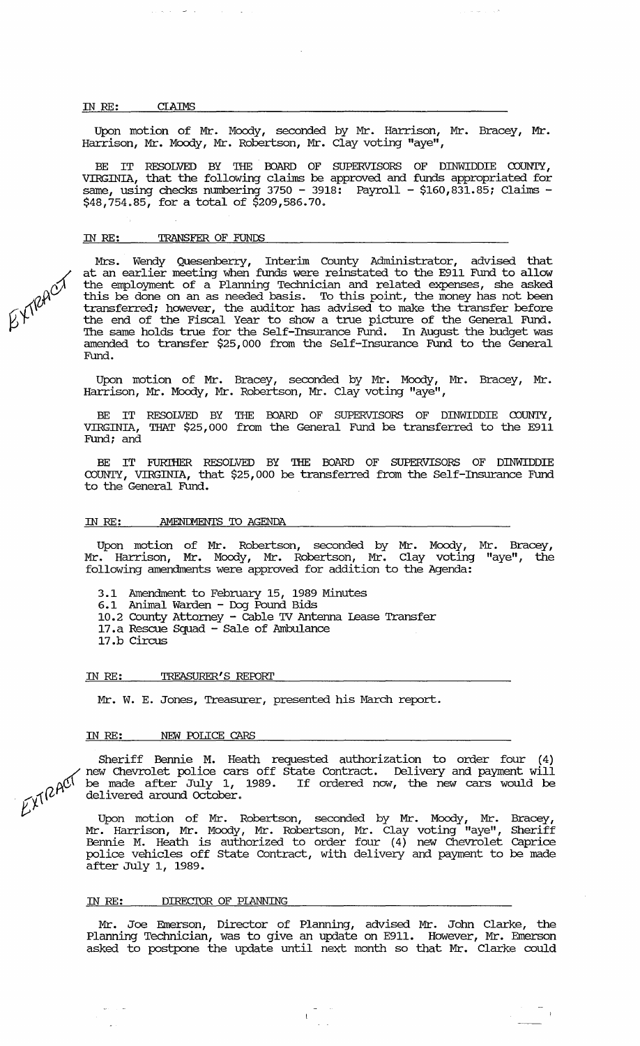IN RE: CLAIMS

Upon motion of Mr. Moody, seconded by Mr. Harrison, Mr. Bracey, Mr. Harrison, Mr. Moody, Mr. Robertson, Mr. Clay voting "aye",

BE IT RESOLVED BY THE BOARD OF SUPERVISORS OF DINWIDDIE COUNTY, VIRGINIA, that the following claims be approved and funds appropriated for same, using checks numbering 3750 - 3918: Payroll - $160,831.85; Claims - $48,754.85, for a total of $209,586.70.

IN RE: TRANSFER OF FUNDS

EXTRACT

Mrs. Wendy Quesenberry, Interim County Administrator, advised that at an earlier meeting when funds were reinstated to the E911 Fund to allow the employment of a Planning Technician and related expenses, she asked this be done on an as needed basis. To this point, the money has not been transferred; however, the auditor has advised to make the transfer before the end of the Fiscal Year to show a true picture of the General Fund. The same holds true for the Self-Insurance Fund. In August the budget was amended to transfer $25,000 from the Self-Insurance Fund to the General Fund.

Upon motion of Mr. Bracey, seconded by Mr. Moody, Mr. Bracey, Mr. Harrison, Mr. Moody, Mr. Robertson, Mr. Clay voting "aye",

BE IT RESOLVED BY THE BOARD OF SUPERVISORS OF DINWIDDIE COUNTY, VIRGINIA, THAT $25,000 from the General Fund be transferred to the E911 Fund; and

BE IT FURTHER RESOLVED BY THE BOARD OF SUPERVISORS OF DINWIDDIE COUNTY, VIRGINIA, that $25,000 be transferred from the Self-Insurance Fund to the General Fund.

IN RE: AMENDMENTS TO AGENDA

Upon motion of Mr. Robertson, seconded by Mr. Moody, Mr. Bracey, Mr. Harrison, Mr. Moody, Mr. Robertson, Mr. Clay voting "aye", the following amendments were approved for addition to the Agenda:

3.1 Amendment to February 15, 1989 Minutes
6.1 Animal Warden - Dog Pound Bids
10.2 County Attorney - Cable TV Antenna Lease Transfer
17.a Rescue Squad - Sale of Ambulance
17.b Circus

IN RE: TREASURER'S REPORT

Mr. W. E. Jones, Treasurer, presented his March report.

IN RE: NEW POLICE CARS

EXTRACT

Sheriff Bennie M. Heath requested authorization to order four (4) new Chevrolet police cars off State Contract. Delivery and payment will be made after July 1, 1989. If ordered now, the new cars would be delivered around October.

Upon motion of Mr. Robertson, seconded by Mr. Moody, Mr. Bracey, Mr. Harrison, Mr. Moody, Mr. Robertson, Mr. Clay voting "aye", Sheriff Bennie M. Heath is authorized to order four (4) new Chevrolet Caprice police vehicles off State Contract, with delivery and payment to be made after July 1, 1989.

IN RE: DIRECTOR OF PLANNING

Mr. Joe Emerson, Director of Planning, advised Mr. John Clarke, the Planning Technician, was to give an update on E911. However, Mr. Emerson asked to postpone the update until next month so that Mr. Clarke could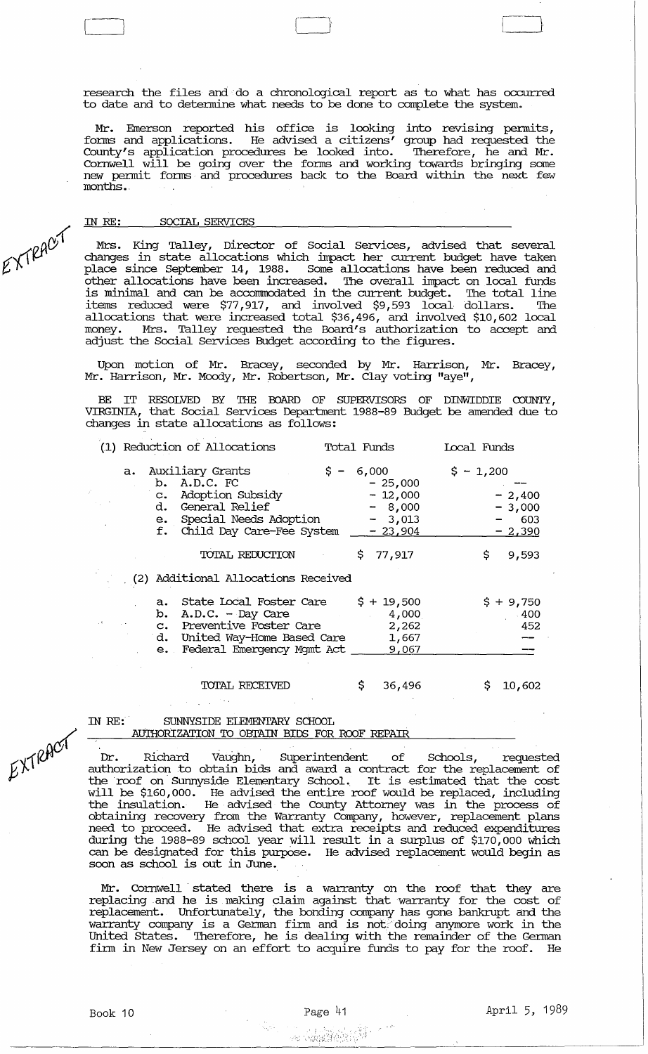research the files and do a chronological report as to what has occurred to date and to determine what needs to be done to complete the system.

Mr. Emerson reported his office is looking into revising permits, forms and applications. He advised a citizens' group had requested the County's application procedures be looked into. Therefore, he and Mr. Cornwell will be going over the forms and working towards bringing some new permit forms and procedures back to the Board within the next few months.

EXTRACT

IN RE: SOCIAL SERVICES

Mrs. King Talley, Director of Social Services, advised that several changes in state allocations which impact her current budget have taken place since September 14, 1988. Some allocations have been reduced and other allocations have been increased. The overall impact on local funds is minimal and can be accommodated in the current budget. The total line items reduced were $77,917, and involved $9,593 local dollars. The allocations that were increased total $36,496, and involved $10,602 local money. Mrs. Talley requested the Board's authorization to accept and adjust the Social Services Budget according to the figures.

Upon motion of Mr. Bracey, seconded by Mr. Harrison, Mr. Bracey, Mr. Harrison, Mr. Moody, Mr. Robertson, Mr. Clay voting "aye",

BE IT RESOLVED BY THE BOARD OF SUPERVISORS OF DINWIDDIE COUNTY, VIRGINIA, that Social Services Department 1988-89 Budget be amended due to changes in state allocations as follows:

| (1) Reduction of Allocations | Total Funds | Local Funds |
|---|---|---|
| a. Auxiliary Grants | $ - 6,000 | $ - 1,200 |
| b. A.D.C. FC | - 25,000 | -- |
| c. Adoption Subsidy | - 12,000 | - 2,400 |
| d. General Relief | - 8,000 | - 3,000 |
| e. Special Needs Adoption | - 3,013 | - 603 |
| f. Child Day Care-Fee System | - 23,904 | - 2,390 |
| TOTAL REDUCTION | $ 77,917 | $ 9,593 |
| (2) Additional Allocations Received | | |
| a. State Local Foster Care | $ + 19,500 | $ + 9,750 |
| b. A.D.C. - Day Care | 4,000 | 400 |
| c. Preventive Foster Care | 2,262 | 452 |
| d. United Way-Home Based Care | 1,667 | -- |
| e. Federal Emergency Mgmt Act | 9,067 | -- |
| TOTAL RECEIVED | $ 36,496 | $ 10,602 |

EXTRACT

IN RE: SUNNYSIDE ELEMENTARY SCHOOL AUTHORIZATION TO OBTAIN BIDS FOR ROOF REPAIR

Dr. Richard Vaughn, Superintendent of Schools, requested authorization to obtain bids and award a contract for the replacement of the roof on Sunnyside Elementary School. It is estimated that the cost will be $160,000. He advised the entire roof would be replaced, including the insulation. He advised the County Attorney was in the process of obtaining recovery from the Warranty Company, however, replacement plans need to proceed. He advised that extra receipts and reduced expenditures during the 1988-89 school year will result in a surplus of $170,000 which can be designated for this purpose. He advised replacement would begin as soon as school is out in June.

Mr. Cornwell stated there is a warranty on the roof that they are replacing and he is making claim against that warranty for the cost of replacement. Unfortunately, the bonding company has gone bankrupt and the warranty company is a German firm and is not doing anymore work in the United States. Therefore, he is dealing with the remainder of the German firm in New Jersey on an effort to acquire funds to pay for the roof. He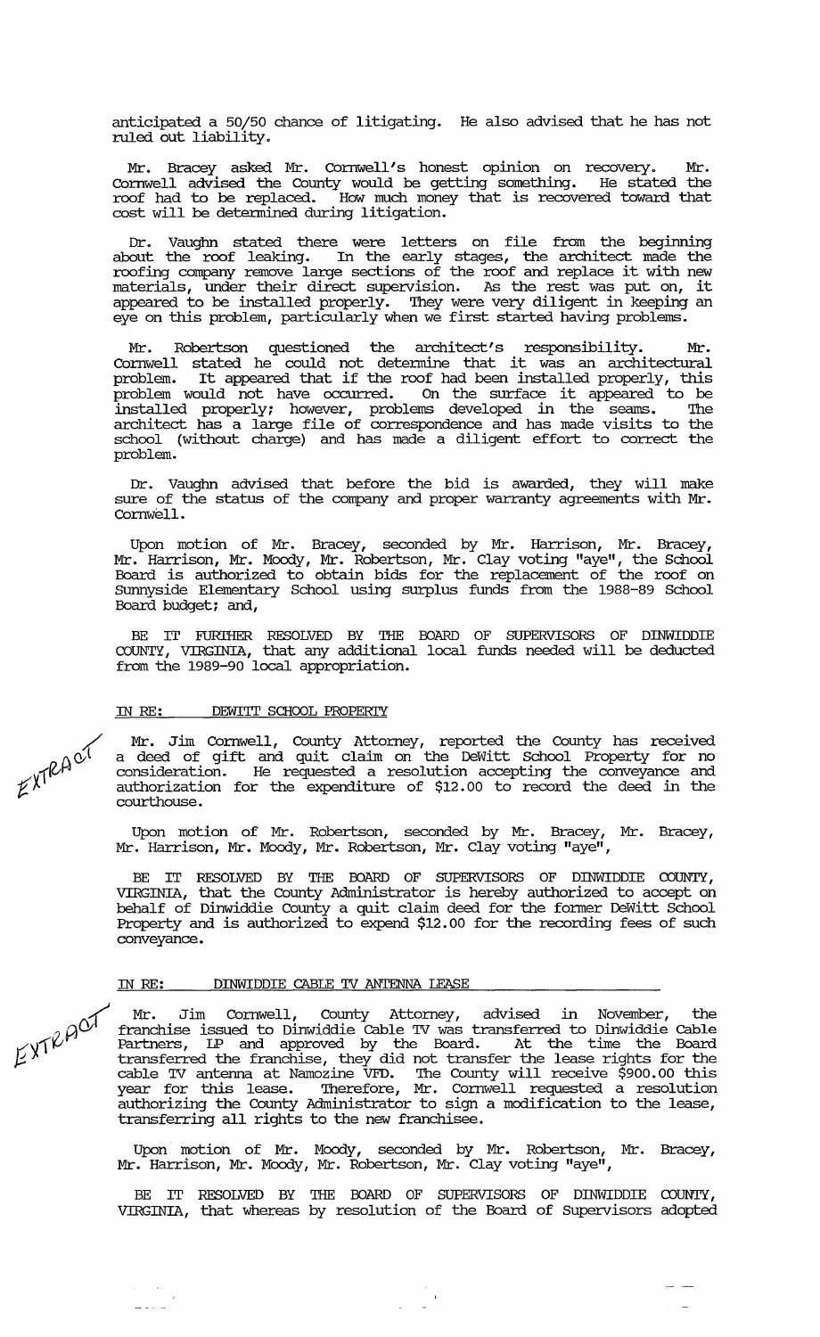anticipated a 50/50 chance of litigating. He also advised that he has not ruled out liability.

Mr. Bracey asked Mr. Cornwell's honest opinion on recovery. Mr. Cornwell advised the County would be getting something. He stated the roof had to be replaced. How much money that is recovered toward that cost will be determined during litigation.

Dr. Vaughn stated there were letters on file from the beginning about the roof leaking. In the early stages, the architect made the roofing company remove large sections of the roof and replace it with new materials, under their direct supervision. As the rest was put on, it appeared to be installed properly. They were very diligent in keeping an eye on this problem, particularly when we first started having problems.

Mr. Robertson questioned the architect's responsibility. Mr. Cornwell stated he could not determine that it was an architectural problem. It appeared that if the roof had been installed properly, this problem would not have occurred. On the surface it appeared to be installed properly; however, problems developed in the seams. The architect has a large file of correspondence and has made visits to the school (without charge) and has made a diligent effort to correct the problem.

Dr. Vaughn advised that before the bid is awarded, they will make sure of the status of the company and proper warranty agreements with Mr. Cornwell.

Upon motion of Mr. Bracey, seconded by Mr. Harrison, Mr. Bracey, Mr. Harrison, Mr. Moody, Mr. Robertson, Mr. Clay voting "aye", the School Board is authorized to obtain bids for the replacement of the roof on Sunnyside Elementary School using surplus funds from the 1988-89 School Board budget; and,

BE IT FURTHER RESOLVED BY THE BOARD OF SUPERVISORS OF DINWIDDIE COUNTY, VIRGINIA, that any additional local funds needed will be deducted from the 1989-90 local appropriation.

IN RE: DEWITT SCHOOL PROPERTY

EXTRACT

Mr. Jim Cornwell, County Attorney, reported the County has received a deed of gift and quit claim on the DeWitt School Property for no consideration. He requested a resolution accepting the conveyance and authorization for the expenditure of $12.00 to record the deed in the courthouse.

Upon motion of Mr. Robertson, seconded by Mr. Bracey, Mr. Bracey, Mr. Harrison, Mr. Moody, Mr. Robertson, Mr. Clay voting "aye",

BE IT RESOLVED BY THE BOARD OF SUPERVISORS OF DINWIDDIE COUNTY, VIRGINIA, that the County Administrator is hereby authorized to accept on behalf of Dinwiddie County a quit claim deed for the former DeWitt School Property and is authorized to expend $12.00 for the recording fees of such conveyance.

IN RE: DINWIDDIE CABLE TV ANTENNA LEASE

EXTRACT

Mr. Jim Cornwell, County Attorney, advised in November, the franchise issued to Dinwiddie Cable TV was transferred to Dinwiddie Cable Partners, LP and approved by the Board. At the time the Board transferred the franchise, they did not transfer the lease rights for the cable TV antenna at Namozine VFD. The County will receive $900.00 this year for this lease. Therefore, Mr. Cornwell requested a resolution authorizing the County Administrator to sign a modification to the lease, transferring all rights to the new franchisee.

Upon motion of Mr. Moody, seconded by Mr. Robertson, Mr. Bracey, Mr. Harrison, Mr. Moody, Mr. Robertson, Mr. Clay voting "aye",

BE IT RESOLVED BY THE BOARD OF SUPERVISORS OF DINWIDDIE COUNTY, VIRGINIA, that whereas by resolution of the Board of Supervisors adopted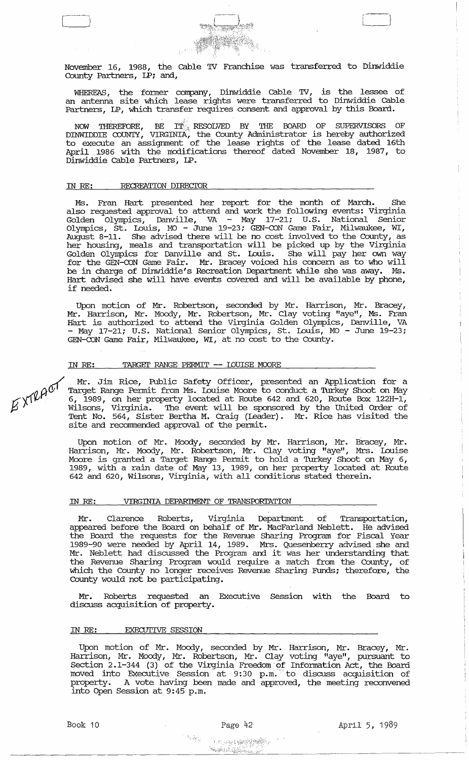November 16, 1988, the Cable TV Franchise was transferred to Dinwiddie County Partners, LP; and,

WHEREAS, the former company, Dinwiddie Cable TV, is the lessee of an antenna site which lease rights were transferred to Dinwiddie Cable Partners, LP, which transfer requires consent and approval by this Board.

NOW THEREFORE, BE IT RESOLVED BY THE BOARD OF SUPERVISORS OF DINWIDDIE COUNTY, VIRGINIA, the County Administrator is hereby authorized to execute an assignment of the lease rights of the lease dated 16th April 1986 with the modifications thereof dated November 18, 1987, to Dinwiddie Cable Partners, LP.

IN RE: RECREATION DIRECTOR

Ms. Fran Hart presented her report for the month of March. She also requested approval to attend and work the following events: Virginia Golden Olympics, Danville, VA - May 17-21; U.S. National Senior Olympics, St. Louis, MO - June 19-23; GEN-CON Game Fair, Milwaukee, WI, August 8-11. She advised there will be no cost involved to the County, as her housing, meals and transportation will be picked up by the Virginia Golden Olympics for Danville and St. Louis. She will pay her own way for the GEN-CON Game Fair. Mr. Bracey voiced his concern as to who will be in charge of Dinwiddie's Recreation Department while she was away. Ms. Hart advised she will have events covered and will be available by phone, if needed.

Upon motion of Mr. Robertson, seconded by Mr. Harrison, Mr. Bracey, Mr. Harrison, Mr. Moody, Mr. Robertson, Mr. Clay voting "aye", Ms. Fran Hart is authorized to attend the Virginia Golden Olympics, Danville, VA - May 17-21; U.S. National Senior Olympics, St. Louis, MO - June 19-23; GEN-CON Game Fair, Milwaukee, WI, at no cost to the County.

IN RE: TARGET RANGE PERMIT -- LOUISE MOORE

EXTRACT

Mr. Jim Rice, Public Safety Officer, presented an Application for a Target Range Permit from Ms. Louise Moore to conduct a Turkey Shoot on May 6, 1989, on her property located at Route 642 and 620, Route Box 122H-1, Wilsons, Virginia. The event will be sponsored by the United Order of Tent No. 564, Sister Bertha M. Craig (Leader). Mr. Rice has visited the site and recommended approval of the permit.

Upon motion of Mr. Moody, seconded by Mr. Harrison, Mr. Bracey, Mr. Harrison, Mr. Moody, Mr. Robertson, Mr. Clay voting "aye", Mrs. Louise Moore is granted a Target Range Permit to hold a Turkey Shoot on May 6, 1989, with a rain date of May 13, 1989, on her property located at Route 642 and 620, Wilsons, Virginia, with all conditions stated therein.

IN RE: VIRGINIA DEPARTMENT OF TRANSPORTATION

Mr. Clarence Roberts, Virginia Department of Transportation, appeared before the Board on behalf of Mr. MacFarland Neblett. He advised the Board the requests for the Revenue Sharing Program for Fiscal Year 1989-90 were needed by April 14, 1989. Mrs. Quesenberry advised she and Mr. Neblett had discussed the Program and it was her understanding that the Revenue Sharing Program would require a match from the County, of which the County no longer receives Revenue Sharing Funds; therefore, the County would not be participating.

Mr. Roberts requested an Executive Session with the Board to discuss acquisition of property.

IN RE: EXECUTIVE SESSION

Upon motion of Mr. Moody, seconded by Mr. Harrison, Mr. Bracey, Mr. Harrison, Mr. Moody, Mr. Robertson, Mr. Clay voting "aye", pursuant to Section 2.1-344 (3) of the Virginia Freedom of Information Act, the Board moved into Executive Session at 9:30 p.m. to discuss acquisition of property. A vote having been made and approved, the meeting reconvened into Open Session at 9:45 p.m.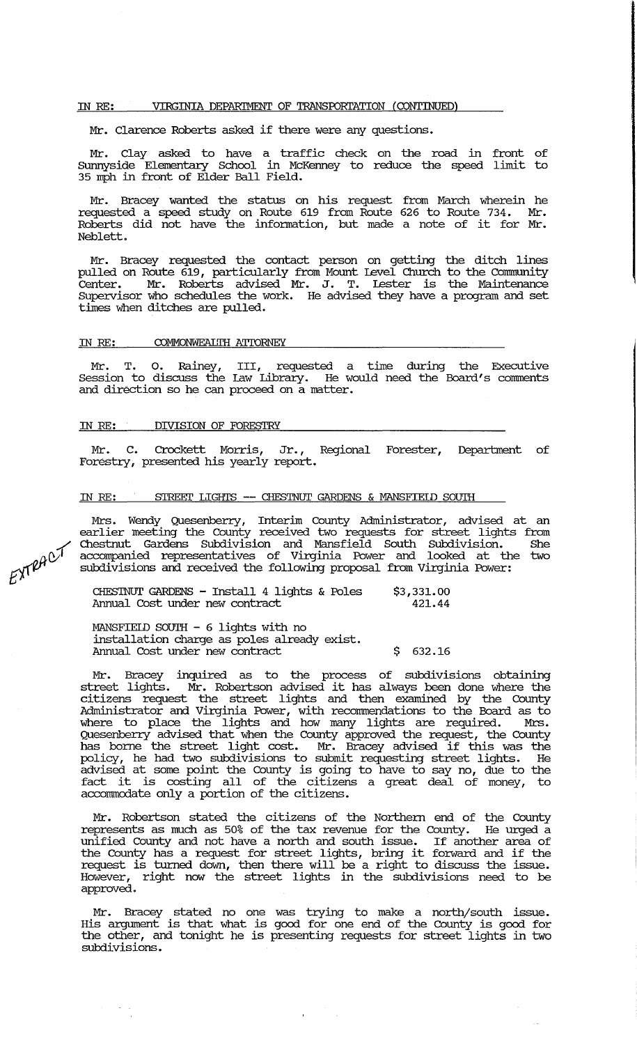IN RE: VIRGINIA DEPARTMENT OF TRANSPORTATION (CONTINUED)

Mr. Clarence Roberts asked if there were any questions.

Mr. Clay asked to have a traffic check on the road in front of Sunnyside Elementary School in McKenney to reduce the speed limit to 35 mph in front of Elder Ball Field.

Mr. Bracey wanted the status on his request from March wherein he requested a speed study on Route 619 from Route 626 to Route 734. Mr. Roberts did not have the information, but made a note of it for Mr. Neblett.

Mr. Bracey requested the contact person on getting the ditch lines pulled on Route 619, particularly from Mount Level Church to the Community Center. Mr. Roberts advised Mr. J. T. Lester is the Maintenance Supervisor who schedules the work. He advised they have a program and set times when ditches are pulled.

IN RE: COMMONWEALTH ATTORNEY

Mr. T. O. Rainey, III, requested a time during the Executive Session to discuss the Law Library. He would need the Board's comments and direction so he can proceed on a matter.

IN RE: DIVISION OF FORESTRY

Mr. C. Crockett Morris, Jr., Regional Forester, Department of Forestry, presented his yearly report.

IN RE: STREET LIGHTS -- CHESTNUT GARDENS & MANSFIELD SOUTH

EXTRACT

Mrs. Wendy Quesenberry, Interim County Administrator, advised at an earlier meeting the County received two requests for street lights from Chestnut Gardens Subdivision and Mansfield South Subdivision. She accompanied representatives of Virginia Power and looked at the two subdivisions and received the following proposal from Virginia Power:

| | |
|---|---|
| CHESTNUT GARDENS - Install 4 lights & Poles | $3,331.00 |
| Annual Cost under new contract | 421.44 |
| MANSFIELD SOUTH - 6 lights with no installation charge as poles already exist. | |
| Annual Cost under new contract | $ 632.16 |

Mr. Bracey inquired as to the process of subdivisions obtaining street lights. Mr. Robertson advised it has always been done where the citizens request the street lights and then examined by the County Administrator and Virginia Power, with recommendations to the Board as to where to place the lights and how many lights are required. Mrs. Quesenberry advised that when the County approved the request, the County has borne the street light cost. Mr. Bracey advised if this was the policy, he had two subdivisions to submit requesting street lights. He advised at some point the County is going to have to say no, due to the fact it is costing all of the citizens a great deal of money, to accommodate only a portion of the citizens.

Mr. Robertson stated the citizens of the Northern end of the County represents as much as 50% of the tax revenue for the County. He urged a unified County and not have a north and south issue. If another area of the County has a request for street lights, bring it forward and if the request is turned down, then there will be a right to discuss the issue. However, right now the street lights in the subdivisions need to be approved.

Mr. Bracey stated no one was trying to make a north/south issue. His argument is that what is good for one end of the County is good for the other, and tonight he is presenting requests for street lights in two subdivisions.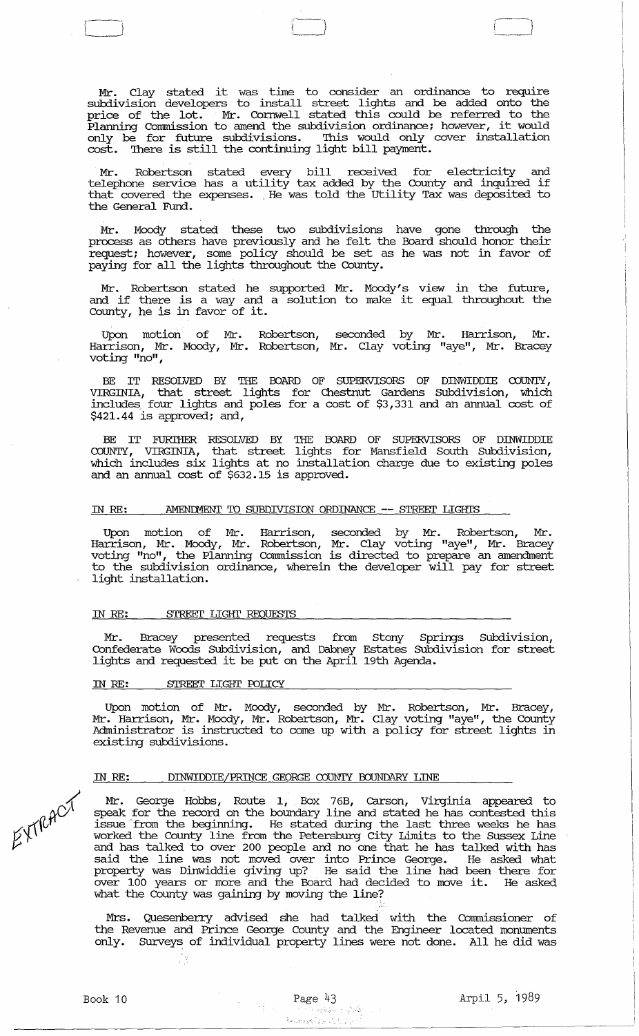Mr. Clay stated it was time to consider an ordinance to require subdivision developers to install street lights and be added onto the price of the lot. Mr. Cornwell stated this could be referred to the Planning Commission to amend the subdivision ordinance; however, it would only be for future subdivisions. This would only cover installation cost. There is still the continuing light bill payment.

Mr. Robertson stated every bill received for electricity and telephone service has a utility tax added by the County and inquired if that covered the expenses. He was told the Utility Tax was deposited to the General Fund.

Mr. Moody stated these two subdivisions have gone through the process as others have previously and he felt the Board should honor their request; however, some policy should be set as he was not in favor of paying for all the lights throughout the County.

Mr. Robertson stated he supported Mr. Moody's view in the future, and if there is a way and a solution to make it equal throughout the County, he is in favor of it.

Upon motion of Mr. Robertson, seconded by Mr. Harrison, Mr. Harrison, Mr. Moody, Mr. Robertson, Mr. Clay voting "aye", Mr. Bracey voting "no",

BE IT RESOLVED BY THE BOARD OF SUPERVISORS OF DINWIDDIE COUNTY, VIRGINIA, that street lights for Chestnut Gardens Subdivision, which includes four lights and poles for a cost of $3,331 and an annual cost of $421.44 is approved; and,

BE IT FURTHER RESOLVED BY THE BOARD OF SUPERVISORS OF DINWIDDIE COUNTY, VIRGINIA, that street lights for Mansfield South Subdivision, which includes six lights at no installation charge due to existing poles and an annual cost of $632.15 is approved.

IN RE: AMENDMENT TO SUBDIVISION ORDINANCE -- STREET LIGHTS

Upon motion of Mr. Harrison, seconded by Mr. Robertson, Mr. Harrison, Mr. Moody, Mr. Robertson, Mr. Clay voting "aye", Mr. Bracey voting "no", the Planning Commission is directed to prepare an amendment to the subdivision ordinance, wherein the developer will pay for street light installation.

IN RE: STREET LIGHT REQUESTS

Mr. Bracey presented requests from Stony Springs Subdivision, Confederate Woods Subdivision, and Dabney Estates Subdivision for street lights and requested it be put on the April 19th Agenda.

IN RE: STREET LIGHT POLICY

Upon motion of Mr. Moody, seconded by Mr. Robertson, Mr. Bracey, Mr. Harrison, Mr. Moody, Mr. Robertson, Mr. Clay voting "aye", the County Administrator is instructed to come up with a policy for street lights in existing subdivisions.

IN RE: DINWIDDIE/PRINCE GEORGE COUNTY BOUNDARY LINE

EXTRACT

Mr. George Hobbs, Route 1, Box 76B, Carson, Virginia appeared to speak for the record on the boundary line and stated he has contested this issue from the beginning. He stated during the last three weeks he has worked the County line from the Petersburg City Limits to the Sussex Line and has talked to over 200 people and no one that he has talked with has said the line was not moved over into Prince George. He asked what property was Dinwiddie giving up? He said the line had been there for over 100 years or more and the Board had decided to move it. He asked what the County was gaining by moving the line?

Mrs. Quesenberry advised she had talked with the Commissioner of the Revenue and Prince George County and the Engineer located monuments only. Surveys of individual property lines were not done. All he did was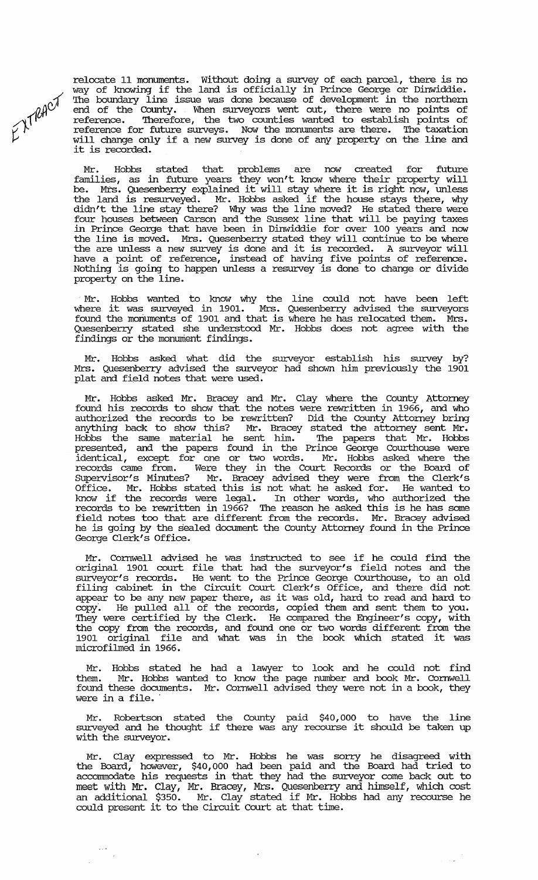EXTRACT

relocate 11 monuments. Without doing a survey of each parcel, there is no way of knowing if the land is officially in Prince George or Dinwiddie. The boundary line issue was done because of development in the northern end of the County. When surveyors went out, there were no points of reference. Therefore, the two counties wanted to establish points of reference for future surveys. Now the monuments are there. The taxation will change only if a new survey is done of any property on the line and it is recorded.

Mr. Hobbs stated that problems are now created for future families, as in future years they won't know where their property will be. Mrs. Quesenberry explained it will stay where it is right now, unless the land is resurveyed. Mr. Hobbs asked if the house stays there, why didn't the line stay there? Why was the line moved? He stated there were four houses between Carson and the Sussex line that will be paying taxes in Prince George that have been in Dinwiddie for over 100 years and now the line is moved. Mrs. Quesenberry stated they will continue to be where the are unless a new survey is done and it is recorded. A surveyor will have a point of reference, instead of having five points of reference. Nothing is going to happen unless a resurvey is done to change or divide property on the line.

Mr. Hobbs wanted to know why the line could not have been left where it was surveyed in 1901. Mrs. Quesenberry advised the surveyors found the monuments of 1901 and that is where he has relocated them. Mrs. Quesenberry stated she understood Mr. Hobbs does not agree with the findings or the monument findings.

Mr. Hobbs asked what did the surveyor establish his survey by? Mrs. Quesenberry advised the surveyor had shown him previously the 1901 plat and field notes that were used.

Mr. Hobbs asked Mr. Bracey and Mr. Clay where the County Attorney found his records to show that the notes were rewritten in 1966, and who authorized the records to be rewritten? Did the County Attorney bring anything back to show this? Mr. Bracey stated the attorney sent Mr. Hobbs the same material he sent him. The papers that Mr. Hobbs presented, and the papers found in the Prince George Courthouse were identical, except for one or two words. Mr. Hobbs asked where the records came from. Were they in the Court Records or the Board of Supervisor's Minutes? Mr. Bracey advised they were from the Clerk's Office. Mr. Hobbs stated this is not what he asked for. He wanted to know if the records were legal. In other words, who authorized the records to be rewritten in 1966? The reason he asked this is he has some field notes too that are different from the records. Mr. Bracey advised he is going by the sealed document the County Attorney found in the Prince George Clerk's Office.

Mr. Cornwell advised he was instructed to see if he could find the original 1901 court file that had the surveyor's field notes and the surveyor's records. He went to the Prince George Courthouse, to an old filing cabinet in the Circuit Court Clerk's Office, and there did not appear to be any new paper there, as it was old, hard to read and hard to copy. He pulled all of the records, copied them and sent them to you. They were certified by the Clerk. He compared the Engineer's copy, with the copy from the records, and found one or two words different from the 1901 original file and what was in the book which stated it was microfilmed in 1966.

Mr. Hobbs stated he had a lawyer to look and he could not find them. Mr. Hobbs wanted to know the page number and book Mr. Cornwell found these documents. Mr. Cornwell advised they were not in a book, they were in a file.

Mr. Robertson stated the County paid $40,000 to have the line surveyed and he thought if there was any recourse it should be taken up with the surveyor.

Mr. Clay expressed to Mr. Hobbs he was sorry he disagreed with the Board, however, $40,000 had been paid and the Board had tried to accommodate his requests in that they had the surveyor come back out to meet with Mr. Clay, Mr. Bracey, Mrs. Quesenberry and himself, which cost an additional $350. Mr. Clay stated if Mr. Hobbs had any recourse he could present it to the Circuit Court at that time.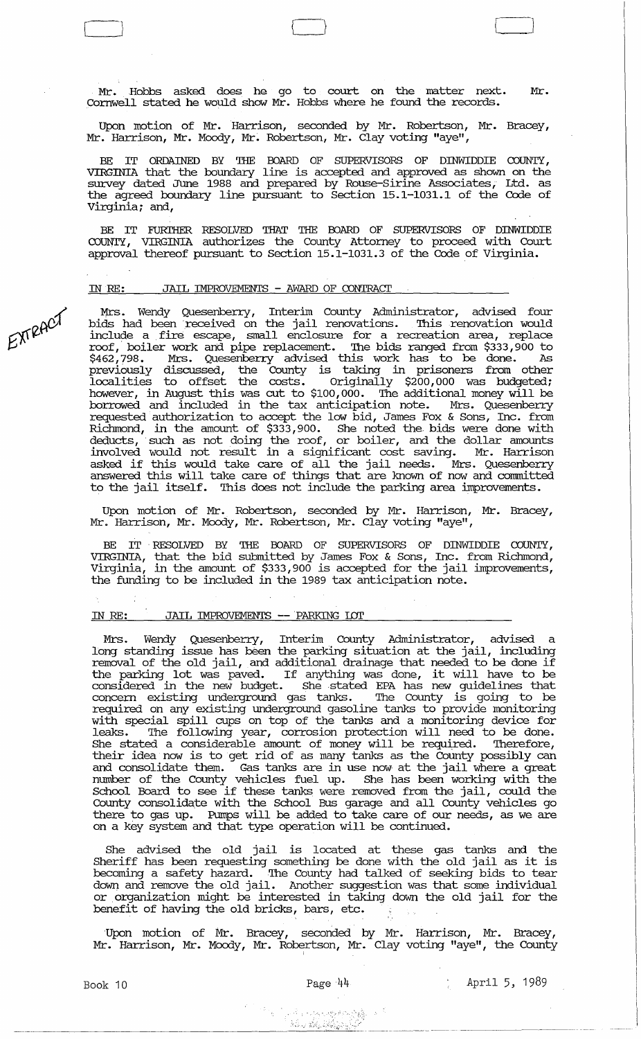Mr. Hobbs asked does he go to court on the matter next. Mr. Cornwell stated he would show Mr. Hobbs where he found the records.

Upon motion of Mr. Harrison, seconded by Mr. Robertson, Mr. Bracey, Mr. Harrison, Mr. Moody, Mr. Robertson, Mr. Clay voting "aye",

BE IT ORDAINED BY THE BOARD OF SUPERVISORS OF DINWIDDIE COUNTY, VIRGINIA that the boundary line is accepted and approved as shown on the survey dated June 1988 and prepared by Rouse-Sirine Associates, Ltd. as the agreed boundary line pursuant to Section 15.1-1031.1 of the Code of Virginia; and,

BE IT FURTHER RESOLVED THAT THE BOARD OF SUPERVISORS OF DINWIDDIE COUNTY, VIRGINIA authorizes the County Attorney to proceed with Court approval thereof pursuant to Section 15.1-1031.3 of the Code of Virginia.

IN RE: JAIL IMPROVEMENTS - AWARD OF CONTRACT

EXTRACT

Mrs. Wendy Quesenberry, Interim County Administrator, advised four bids had been received on the jail renovations. This renovation would include a fire escape, small enclosure for a recreation area, replace roof, boiler work and pipe replacement. The bids ranged from $333,900 to $462,798. Mrs. Quesenberry advised this work has to be done. As previously discussed, the County is taking in prisoners from other localities to offset the costs. Originally $200,000 was budgeted; however, in August this was cut to $100,000. The additional money will be borrowed and included in the tax anticipation note. Mrs. Quesenberry requested authorization to accept the low bid, James Fox & Sons, Inc. from Richmond, in the amount of $333,900. She noted the bids were done with deducts, such as not doing the roof, or boiler, and the dollar amounts involved would not result in a significant cost saving. Mr. Harrison asked if this would take care of all the jail needs. Mrs. Quesenberry answered this will take care of things that are known of now and committed to the jail itself. This does not include the parking area improvements.

Upon motion of Mr. Robertson, seconded by Mr. Harrison, Mr. Bracey, Mr. Harrison, Mr. Moody, Mr. Robertson, Mr. Clay voting "aye",

BE IT RESOLVED BY THE BOARD OF SUPERVISORS OF DINWIDDIE COUNTY, VIRGINIA, that the bid submitted by James Fox & Sons, Inc. from Richmond, Virginia, in the amount of $333,900 is accepted for the jail improvements, the funding to be included in the 1989 tax anticipation note.

IN RE: JAIL IMPROVEMENTS -- PARKING LOT

Mrs. Wendy Quesenberry, Interim County Administrator, advised a long standing issue has been the parking situation at the jail, including removal of the old jail, and additional drainage that needed to be done if the parking lot was paved. If anything was done, it will have to be considered in the new budget. She stated EPA has new guidelines that concern existing underground gas tanks. The County is going to be required on any existing underground gasoline tanks to provide monitoring with special spill cups on top of the tanks and a monitoring device for leaks. The following year, corrosion protection will need to be done. She stated a considerable amount of money will be required. Therefore, their idea now is to get rid of as many tanks as the County possibly can and consolidate them. Gas tanks are in use now at the jail where a great number of the County vehicles fuel up. She has been working with the School Board to see if these tanks were removed from the jail, could the County consolidate with the School Bus garage and all County vehicles go there to gas up. Pumps will be added to take care of our needs, as we are on a key system and that type operation will be continued.

She advised the old jail is located at these gas tanks and the Sheriff has been requesting something be done with the old jail as it is becoming a safety hazard. The County had talked of seeking bids to tear down and remove the old jail. Another suggestion was that some individual or organization might be interested in taking down the old jail for the benefit of having the old bricks, bars, etc.

Upon motion of Mr. Bracey, seconded by Mr. Harrison, Mr. Bracey, Mr. Harrison, Mr. Moody, Mr. Robertson, Mr. Clay voting "aye", the County

Book 10 Page 44 April 5, 1989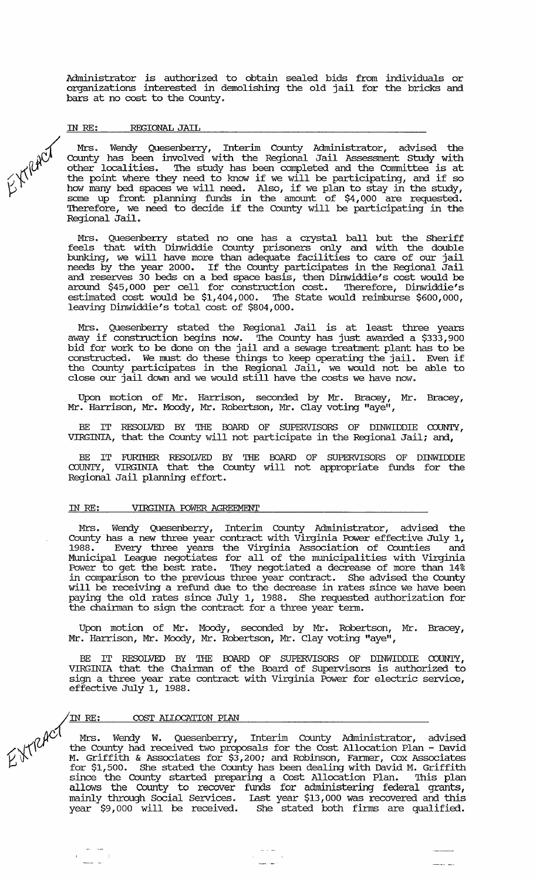Administrator is authorized to obtain sealed bids from individuals or organizations interested in demolishing the old jail for the bricks and bars at no cost to the County.

IN RE: REGIONAL JAIL

EXTRACT

Mrs. Wendy Quesenberry, Interim County Administrator, advised the County has been involved with the Regional Jail Assessment Study with other localities. The study has been completed and the Committee is at the point where they need to know if we will be participating, and if so how many bed spaces we will need. Also, if we plan to stay in the study, some up front planning funds in the amount of $4,000 are requested. Therefore, we need to decide if the County will be participating in the Regional Jail.

Mrs. Quesenberry stated no one has a crystal ball but the Sheriff feels that with Dinwiddie County prisoners only and with the double bunking, we will have more than adequate facilities to care of our jail needs by the year 2000. If the County participates in the Regional Jail and reserves 30 beds on a bed space basis, then Dinwiddie's cost would be around $45,000 per cell for construction cost. Therefore, Dinwiddie's estimated cost would be $1,404,000. The State would reimburse $600,000, leaving Dinwiddie's total cost of $804,000.

Mrs. Quesenberry stated the Regional Jail is at least three years away if construction begins now. The County has just awarded a $333,900 bid for work to be done on the jail and a sewage treatment plant has to be constructed. We must do these things to keep operating the jail. Even if the County participates in the Regional Jail, we would not be able to close our jail down and we would still have the costs we have now.

Upon motion of Mr. Harrison, seconded by Mr. Bracey, Mr. Bracey, Mr. Harrison, Mr. Moody, Mr. Robertson, Mr. Clay voting "aye",

BE IT RESOLVED BY THE BOARD OF SUPERVISORS OF DINWIDDIE COUNTY, VIRGINIA, that the County will not participate in the Regional Jail; and,

BE IT FURTHER RESOLVED BY THE BOARD OF SUPERVISORS OF DINWIDDIE COUNTY, VIRGINIA that the County will not appropriate funds for the Regional Jail planning effort.

IN RE: VIRGINIA POWER AGREEMENT

Mrs. Wendy Quesenberry, Interim County Administrator, advised the County has a new three year contract with Virginia Power effective July 1, 1988. Every three years the Virginia Association of Counties and Municipal League negotiates for all of the municipalities with Virginia Power to get the best rate. They negotiated a decrease of more than 14% in comparison to the previous three year contract. She advised the County will be receiving a refund due to the decrease in rates since we have been paying the old rates since July 1, 1988. She requested authorization for the chairman to sign the contract for a three year term.

Upon motion of Mr. Moody, seconded by Mr. Robertson, Mr. Bracey, Mr. Harrison, Mr. Moody, Mr. Robertson, Mr. Clay voting "aye",

BE IT RESOLVED BY THE BOARD OF SUPERVISORS OF DINWIDDIE COUNTY, VIRGINIA that the Chairman of the Board of Supervisors is authorized to sign a three year rate contract with Virginia Power for electric service, effective July 1, 1988.

IN RE: COST ALLOCATION PLAN

EXTRACT

Mrs. Wendy W. Quesenberry, Interim County Administrator, advised the County had received two proposals for the Cost Allocation Plan - David M. Griffith & Associates for $3,200; and Robinson, Farmer, Cox Associates for $1,500. She stated the County has been dealing with David M. Griffith since the County started preparing a Cost Allocation Plan. This plan allows the County to recover funds for administering federal grants, mainly through Social Services. Last year $13,000 was recovered and this year $9,000 will be received. She stated both firms are qualified.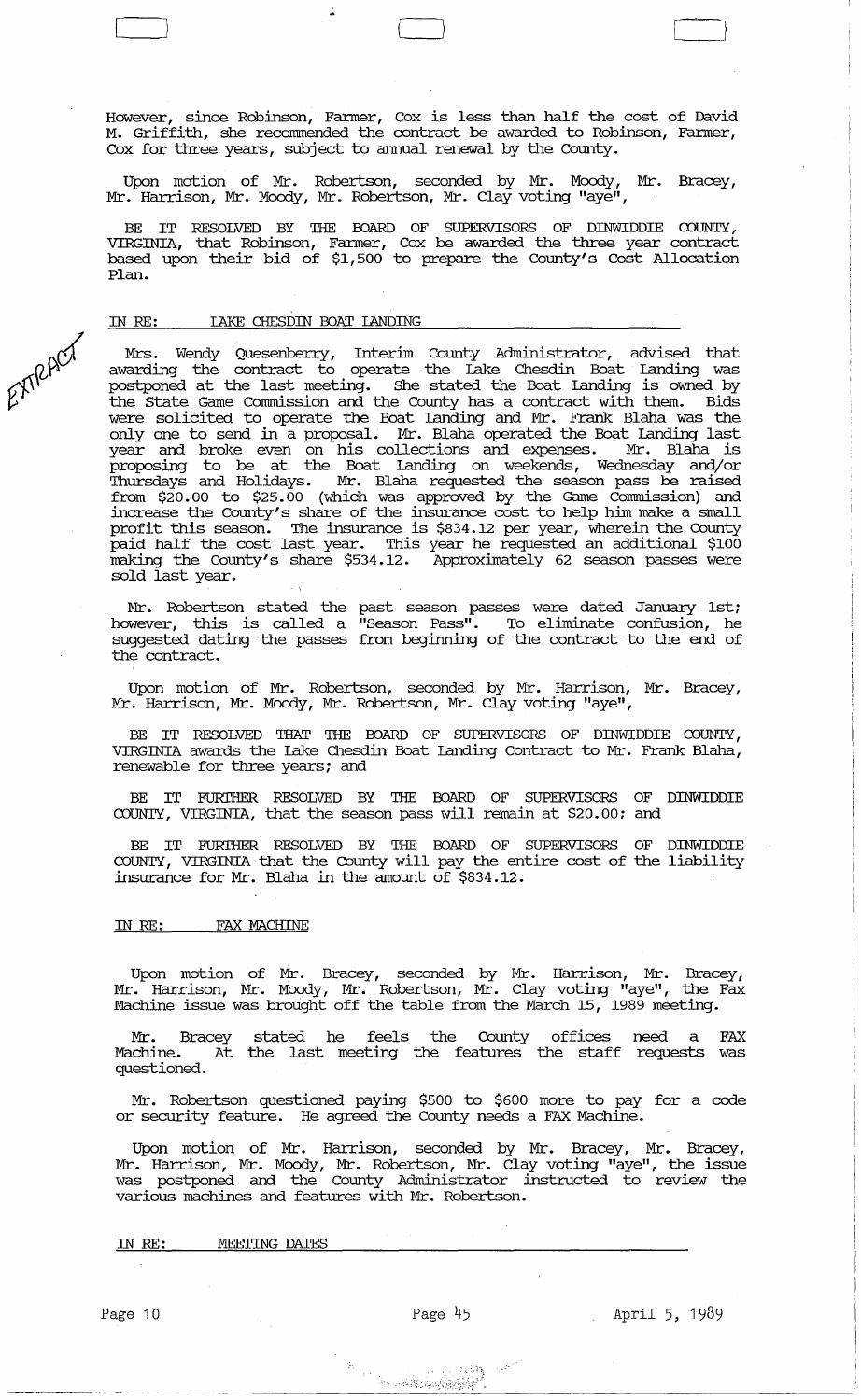However, since Robinson, Farmer, Cox is less than half the cost of David M. Griffith, she recommended the contract be awarded to Robinson, Farmer, Cox for three years, subject to annual renewal by the County.

Upon motion of Mr. Robertson, seconded by Mr. Moody, Mr. Bracey, Mr. Harrison, Mr. Moody, Mr. Robertson, Mr. Clay voting "aye",

BE IT RESOLVED BY THE BOARD OF SUPERVISORS OF DINWIDDIE COUNTY, VIRGINIA, that Robinson, Farmer, Cox be awarded the three year contract based upon their bid of $1,500 to prepare the County's Cost Allocation Plan.

IN RE: LAKE CHESDIN BOAT LANDING

EXTRACT

Mrs. Wendy Quesenberry, Interim County Administrator, advised that awarding the contract to operate the Lake Chesdin Boat Landing was postponed at the last meeting. She stated the Boat Landing is owned by the State Game Commission and the County has a contract with them. Bids were solicited to operate the Boat Landing and Mr. Frank Blaha was the only one to send in a proposal. Mr. Blaha operated the Boat Landing last year and broke even on his collections and expenses. Mr. Blaha is proposing to be at the Boat Landing on weekends, Wednesday and/or Thursdays and Holidays. Mr. Blaha requested the season pass be raised from $20.00 to $25.00 (which was approved by the Game Commission) and increase the County's share of the insurance cost to help him make a small profit this season. The insurance is $834.12 per year, wherein the County paid half the cost last year. This year he requested an additional $100 making the County's share $534.12. Approximately 62 season passes were sold last year.

Mr. Robertson stated the past season passes were dated January 1st; however, this is called a "Season Pass". To eliminate confusion, he suggested dating the passes from beginning of the contract to the end of the contract.

Upon motion of Mr. Robertson, seconded by Mr. Harrison, Mr. Bracey, Mr. Harrison, Mr. Moody, Mr. Robertson, Mr. Clay voting "aye",

BE IT RESOLVED THAT THE BOARD OF SUPERVISORS OF DINWIDDIE COUNTY, VIRGINIA awards the Lake Chesdin Boat Landing Contract to Mr. Frank Blaha, renewable for three years; and

BE IT FURTHER RESOLVED BY THE BOARD OF SUPERVISORS OF DINWIDDIE COUNTY, VIRGINIA, that the season pass will remain at $20.00; and

BE IT FURTHER RESOLVED BY THE BOARD OF SUPERVISORS OF DINWIDDIE COUNTY, VIRGINIA that the County will pay the entire cost of the liability insurance for Mr. Blaha in the amount of $834.12.

IN RE: FAX MACHINE

Upon motion of Mr. Bracey, seconded by Mr. Harrison, Mr. Bracey, Mr. Harrison, Mr. Moody, Mr. Robertson, Mr. Clay voting "aye", the Fax Machine issue was brought off the table from the March 15, 1989 meeting.

Mr. Bracey stated he feels the County offices need a FAX Machine. At the last meeting the features the staff requests was questioned.

Mr. Robertson questioned paying $500 to $600 more to pay for a code or security feature. He agreed the County needs a FAX Machine.

Upon motion of Mr. Harrison, seconded by Mr. Bracey, Mr. Bracey, Mr. Harrison, Mr. Moody, Mr. Robertson, Mr. Clay voting "aye", the issue was postponed and the County Administrator instructed to review the various machines and features with Mr. Robertson.

IN RE: MEETING DATES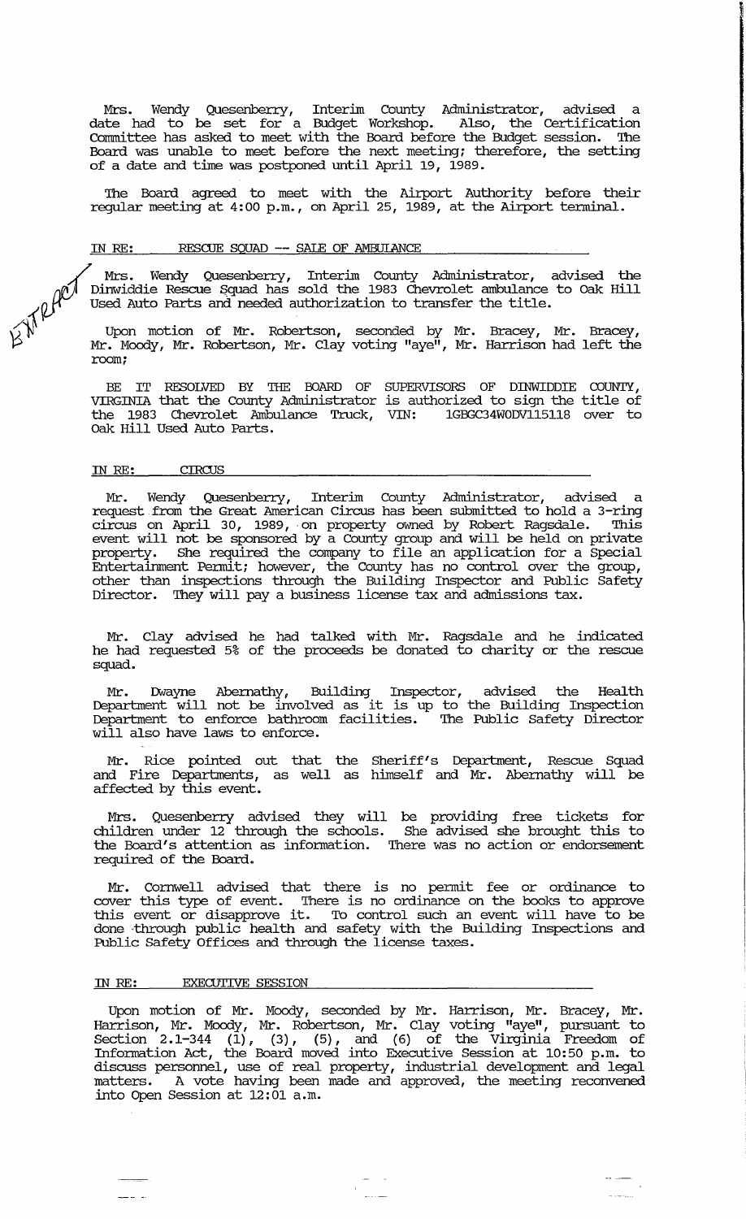Mrs. Wendy Quesenberry, Interim County Administrator, advised a date had to be set for a Budget Workshop. Also, the Certification Committee has asked to meet with the Board before the Budget session. The Board was unable to meet before the next meeting; therefore, the setting of a date and time was postponed until April 19, 1989.

The Board agreed to meet with the Airport Authority before their regular meeting at 4:00 p.m., on April 25, 1989, at the Airport terminal.

## IN RE: RESCUE SQUAD -- SALE OF AMBULANCE

EXTRACT

Mrs. Wendy Quesenberry, Interim County Administrator, advised the Dinwiddie Rescue Squad has sold the 1983 Chevrolet ambulance to Oak Hill Used Auto Parts and needed authorization to transfer the title.

Upon motion of Mr. Robertson, seconded by Mr. Bracey, Mr. Bracey, Mr. Moody, Mr. Robertson, Mr. Clay voting "aye", Mr. Harrison had left the room;

BE IT RESOLVED BY THE BOARD OF SUPERVISORS OF DINWIDDIE COUNTY, VIRGINIA that the County Administrator is authorized to sign the title of the 1983 Chevrolet Ambulance Truck, VIN: 1GBGC34W0DV115118 over to Oak Hill Used Auto Parts.

## IN RE: CIRCUS

Mr. Wendy Quesenberry, Interim County Administrator, advised a request from the Great American Circus has been submitted to hold a 3-ring circus on April 30, 1989, on property owned by Robert Ragsdale. This event will not be sponsored by a County group and will be held on private property. She required the company to file an application for a Special Entertainment Permit; however, the County has no control over the group, other than inspections through the Building Inspector and Public Safety Director. They will pay a business license tax and admissions tax.

Mr. Clay advised he had talked with Mr. Ragsdale and he indicated he had requested 5% of the proceeds be donated to charity or the rescue squad.

Mr. Dwayne Abernathy, Building Inspector, advised the Health Department will not be involved as it is up to the Building Inspection Department to enforce bathroom facilities. The Public Safety Director will also have laws to enforce.

Mr. Rice pointed out that the Sheriff's Department, Rescue Squad and Fire Departments, as well as himself and Mr. Abernathy will be affected by this event.

Mrs. Quesenberry advised they will be providing free tickets for children under 12 through the schools. She advised she brought this to the Board's attention as information. There was no action or endorsement required of the Board.

Mr. Cornwell advised that there is no permit fee or ordinance to cover this type of event. There is no ordinance on the books to approve this event or disapprove it. To control such an event will have to be done through public health and safety with the Building Inspections and Public Safety Offices and through the license taxes.

## IN RE: EXECUTIVE SESSION

Upon motion of Mr. Moody, seconded by Mr. Harrison, Mr. Bracey, Mr. Harrison, Mr. Moody, Mr. Robertson, Mr. Clay voting "aye", pursuant to Section 2.1-344 (1), (3), (5), and (6) of the Virginia Freedom of Information Act, the Board moved into Executive Session at 10:50 p.m. to discuss personnel, use of real property, industrial development and legal matters. A vote having been made and approved, the meeting reconvened into Open Session at 12:01 a.m.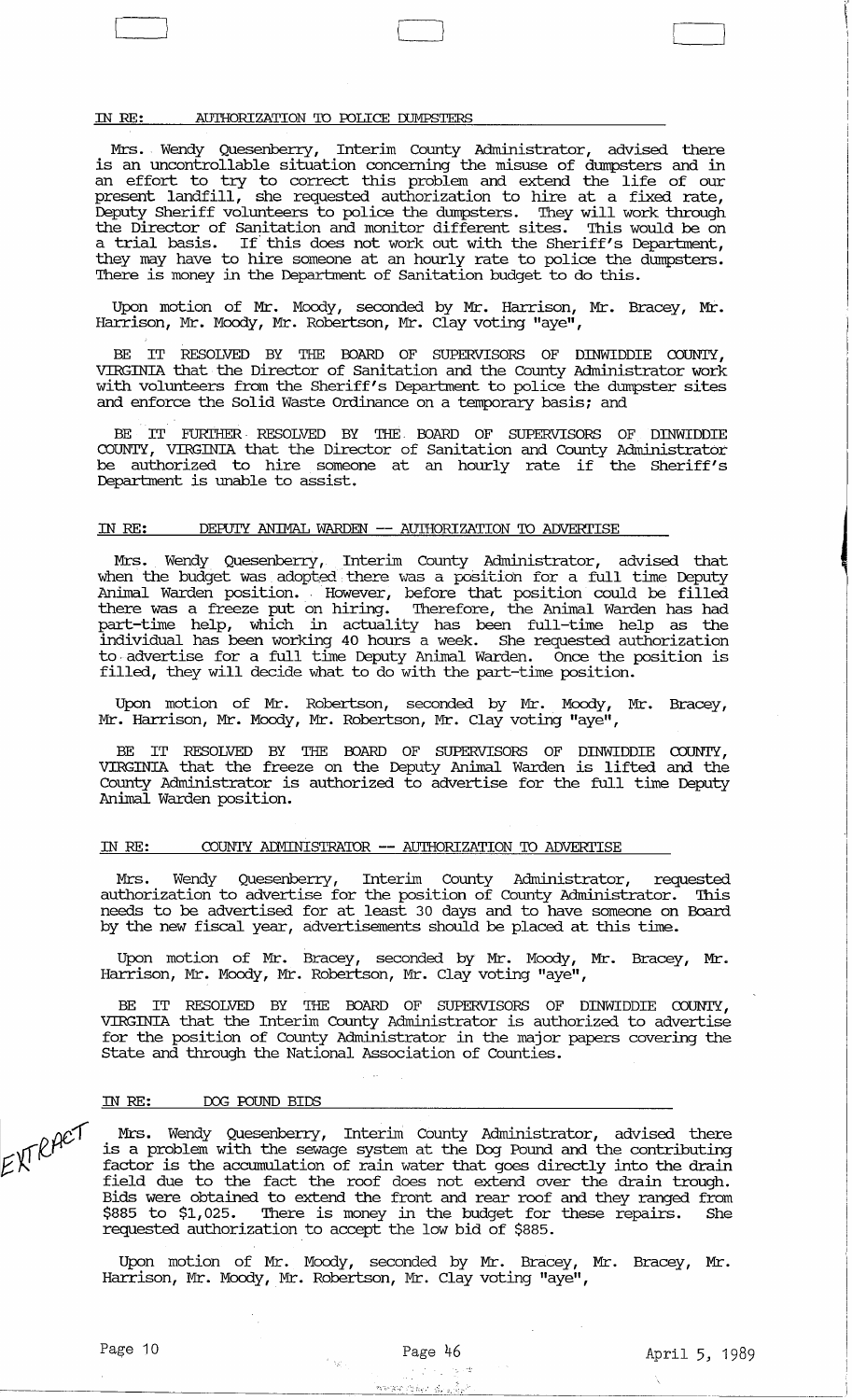## IN RE: AUTHORIZATION TO POLICE DUMPSTERS

Mrs. Wendy Quesenberry, Interim County Administrator, advised there is an uncontrollable situation concerning the misuse of dumpsters and in an effort to try to correct this problem and extend the life of our present landfill, she requested authorization to hire at a fixed rate, Deputy Sheriff volunteers to police the dumpsters. They will work through the Director of Sanitation and monitor different sites. This would be on a trial basis. If this does not work out with the Sheriff's Department, they may have to hire someone at an hourly rate to police the dumpsters. There is money in the Department of Sanitation budget to do this.

Upon motion of Mr. Moody, seconded by Mr. Harrison, Mr. Bracey, Mr. Harrison, Mr. Moody, Mr. Robertson, Mr. Clay voting "aye",

BE IT RESOLVED BY THE BOARD OF SUPERVISORS OF DINWIDDIE COUNTY, VIRGINIA that the Director of Sanitation and the County Administrator work with volunteers from the Sheriff's Department to police the dumpster sites and enforce the Solid Waste Ordinance on a temporary basis; and

BE IT FURTHER RESOLVED BY THE BOARD OF SUPERVISORS OF DINWIDDIE COUNTY, VIRGINIA that the Director of Sanitation and County Administrator be authorized to hire someone at an hourly rate if the Sheriff's Department is unable to assist.

## IN RE: DEPUTY ANIMAL WARDEN -- AUTHORIZATION TO ADVERTISE

Mrs. Wendy Quesenberry, Interim County Administrator, advised that when the budget was adopted there was a position for a full time Deputy Animal Warden position. However, before that position could be filled there was a freeze put on hiring. Therefore, the Animal Warden has had part-time help, which in actuality has been full-time help as the individual has been working 40 hours a week. She requested authorization to advertise for a full time Deputy Animal Warden. Once the position is filled, they will decide what to do with the part-time position.

Upon motion of Mr. Robertson, seconded by Mr. Moody, Mr. Bracey, Mr. Harrison, Mr. Moody, Mr. Robertson, Mr. Clay voting "aye",

BE IT RESOLVED BY THE BOARD OF SUPERVISORS OF DINWIDDIE COUNTY, VIRGINIA that the freeze on the Deputy Animal Warden is lifted and the County Administrator is authorized to advertise for the full time Deputy Animal Warden position.

## IN RE: COUNTY ADMINISTRATOR -- AUTHORIZATION TO ADVERTISE

Mrs. Wendy Quesenberry, Interim County Administrator, requested authorization to advertise for the position of County Administrator. This needs to be advertised for at least 30 days and to have someone on Board by the new fiscal year, advertisements should be placed at this time.

Upon motion of Mr. Bracey, seconded by Mr. Moody, Mr. Bracey, Mr. Harrison, Mr. Moody, Mr. Robertson, Mr. Clay voting "aye",

BE IT RESOLVED BY THE BOARD OF SUPERVISORS OF DINWIDDIE COUNTY, VIRGINIA that the Interim County Administrator is authorized to advertise for the position of County Administrator in the major papers covering the State and through the National Association of Counties.

## IN RE: DOG POUND BIDS

EXTRACT

Mrs. Wendy Quesenberry, Interim County Administrator, advised there is a problem with the sewage system at the Dog Pound and the contributing factor is the accumulation of rain water that goes directly into the drain field due to the fact the roof does not extend over the drain trough. Bids were obtained to extend the front and rear roof and they ranged from $885 to $1,025. There is money in the budget for these repairs. She requested authorization to accept the low bid of $885.

Upon motion of Mr. Moody, seconded by Mr. Bracey, Mr. Bracey, Mr. Harrison, Mr. Moody, Mr. Robertson, Mr. Clay voting "aye",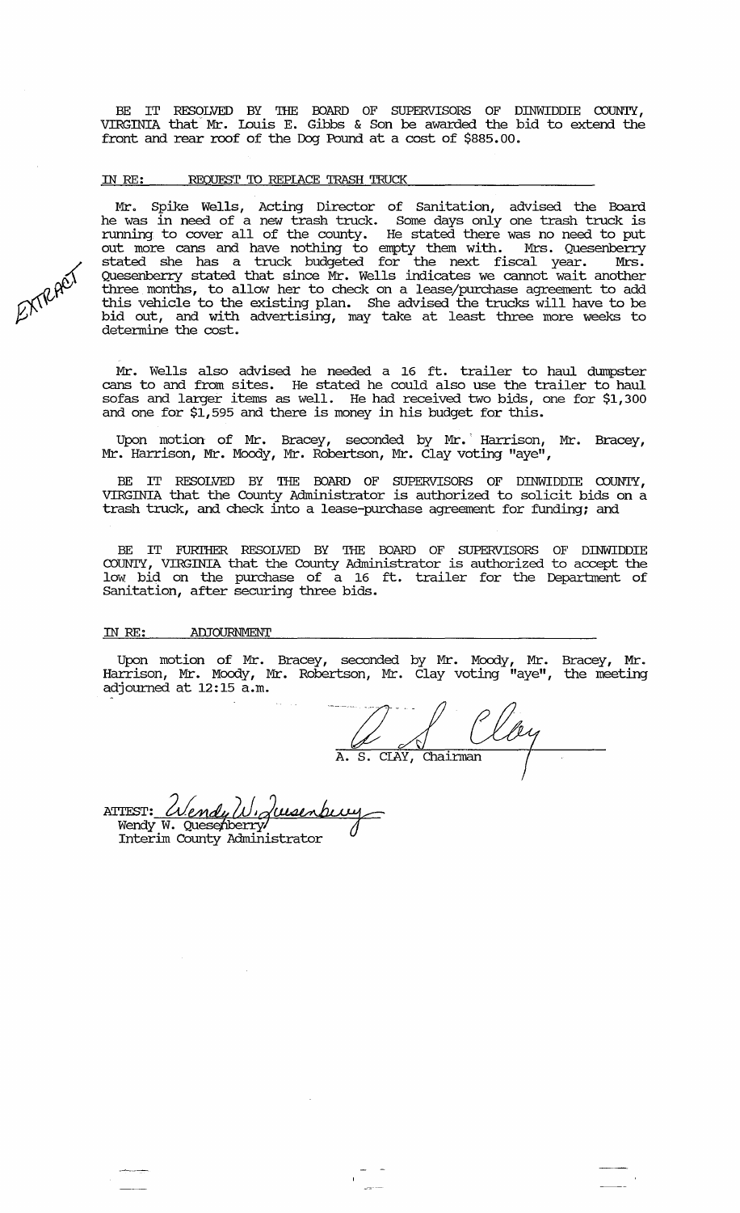BE IT RESOLVED BY THE BOARD OF SUPERVISORS OF DINWIDDIE COUNTY, VIRGINIA that Mr. Louis E. Gibbs & Son be awarded the bid to extend the front and rear roof of the Dog Pound at a cost of $885.00.

IN RE: REQUEST TO REPLACE TRASH TRUCK

EXTRACT

Mr. Spike Wells, Acting Director of Sanitation, advised the Board he was in need of a new trash truck. Some days only one trash truck is running to cover all of the county. He stated there was no need to put out more cans and have nothing to empty them with. Mrs. Quesenberry stated she has a truck budgeted for the next fiscal year. Mrs. Quesenberry stated that since Mr. Wells indicates we cannot wait another three months, to allow her to check on a lease/purchase agreement to add this vehicle to the existing plan. She advised the trucks will have to be bid out, and with advertising, may take at least three more weeks to determine the cost.

Mr. Wells also advised he needed a 16 ft. trailer to haul dumpster cans to and from sites. He stated he could also use the trailer to haul sofas and larger items as well. He had received two bids, one for $1,300 and one for $1,595 and there is money in his budget for this.

Upon motion of Mr. Bracey, seconded by Mr. Harrison, Mr. Bracey, Mr. Harrison, Mr. Moody, Mr. Robertson, Mr. Clay voting "aye",

BE IT RESOLVED BY THE BOARD OF SUPERVISORS OF DINWIDDIE COUNTY, VIRGINIA that the County Administrator is authorized to solicit bids on a trash truck, and check into a lease-purchase agreement for funding; and

BE IT FURTHER RESOLVED BY THE BOARD OF SUPERVISORS OF DINWIDDIE COUNTY, VIRGINIA that the County Administrator is authorized to accept the low bid on the purchase of a 16 ft. trailer for the Department of Sanitation, after securing three bids.

IN RE: ADJOURNMENT

Upon motion of Mr. Bracey, seconded by Mr. Moody, Mr. Bracey, Mr. Harrison, Mr. Moody, Mr. Robertson, Mr. Clay voting "aye", the meeting adjourned at 12:15 a.m.

A. S. Clay

A. S. CLAY, Chairman

ATTEST: Wendy W. Quesenberry

Wendy W. Quesenberry

Interim County Administrator